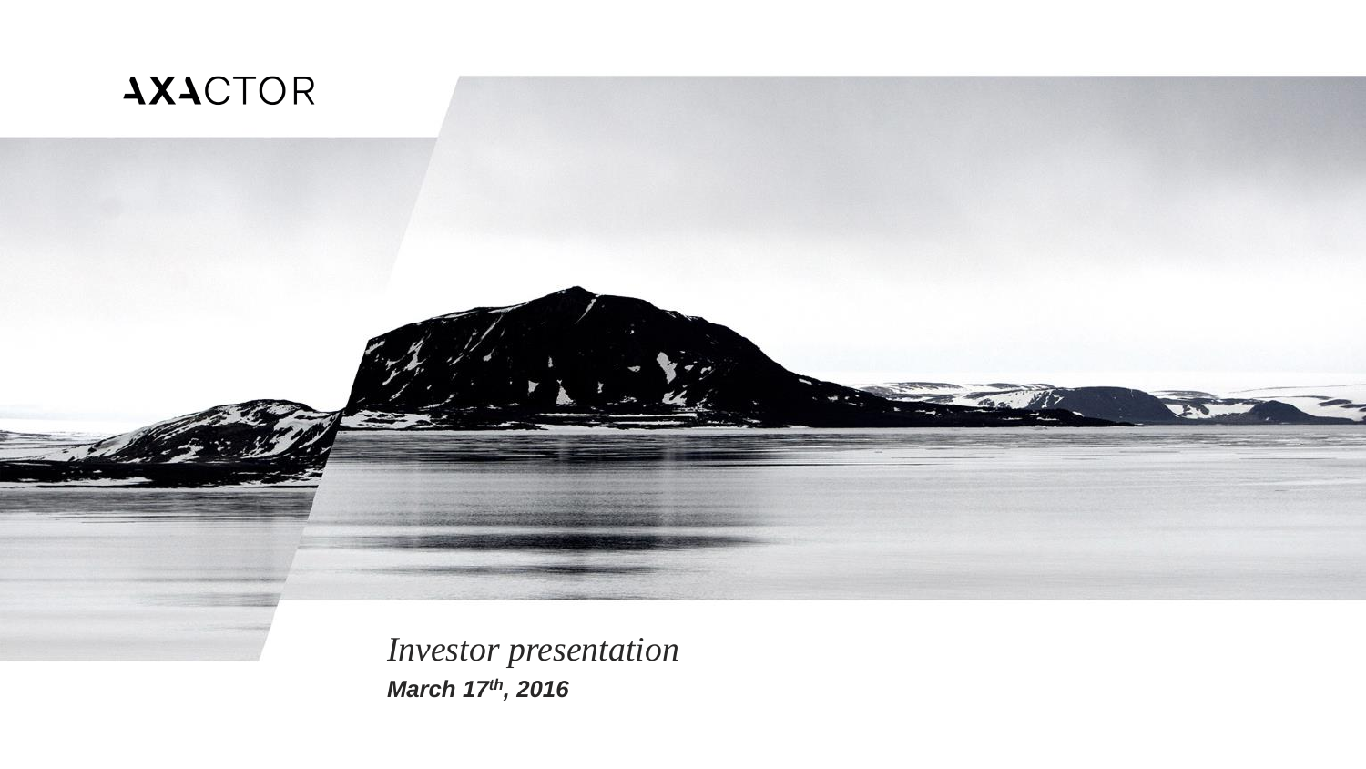AXACTOR

*Investor presentation*

***March 17th, 2016***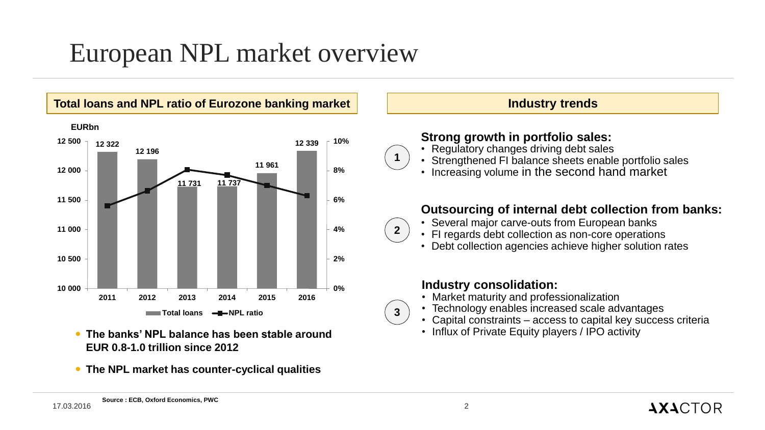# European NPL market overview

## Total loans and NPL ratio of Eurozone banking market

EURbn

| Year | Total loans (EURbn) |
|---|---|
| 2011 | 12 322 |
| 2012 | 12 196 |
| 2013 | 11 731 |
| 2014 | 11 737 |
| 2015 | 11 961 |
| 2016 | 12 339 |

Total loans — NPL ratio

- **The banks' NPL balance has been stable around EUR 0.8-1.0 trillion since 2012**
- **The NPL market has counter-cyclical qualities**

## Industry trends

1. **Strong growth in portfolio sales:**
   - Regulatory changes driving debt sales
   - Strengthened FI balance sheets enable portfolio sales
   - Increasing volume in the second hand market

2. **Outsourcing of internal debt collection from banks:**
   - Several major carve-outs from European banks
   - FI regards debt collection as non-core operations
   - Debt collection agencies achieve higher solution rates

3. **Industry consolidation:**
   - Market maturity and professionalization
   - Technology enables increased scale advantages
   - Capital constraints – access to capital key success criteria
   - Influx of Private Equity players / IPO activity

Source : ECB, Oxford Economics, PWC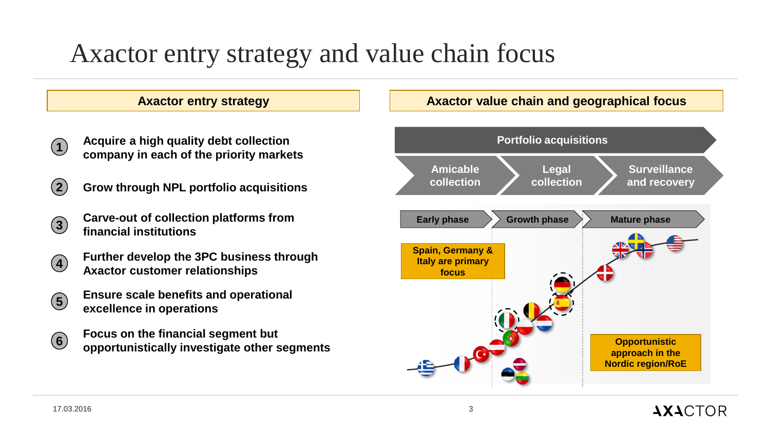# Axactor entry strategy and value chain focus

## Axactor entry strategy

1. Acquire a high quality debt collection company in each of the priority markets
2. Grow through NPL portfolio acquisitions
3. Carve-out of collection platforms from financial institutions
4. Further develop the 3PC business through Axactor customer relationships
5. Ensure scale benefits and operational excellence in operations
6. Focus on the financial segment but opportunistically investigate other segments

## Axactor value chain and geographical focus

**Portfolio acquisitions**

Amicable collection → Legal collection → Surveillance and recovery

Early phase → Growth phase → Mature phase

Spain, Germany & Italy are primary focus

Opportunistic approach in the Nordic region/RoE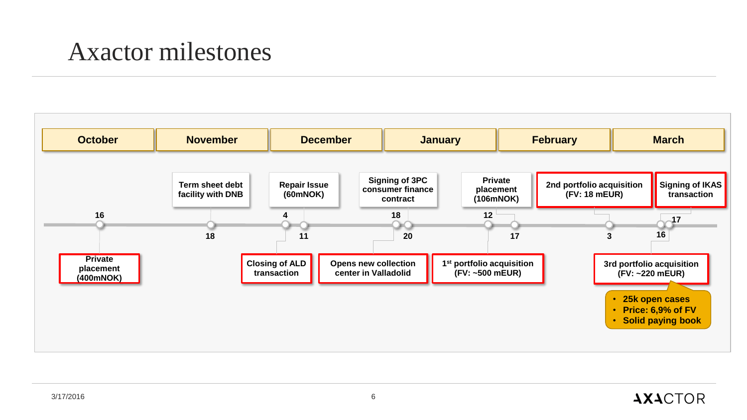# Axactor milestones

| October | November | December | January | February | March |
|---|---|---|---|---|---|

- **16 October** – Private placement (400mNOK)
- **18 November** – Term sheet debt facility with DNB
- **4 December** – Closing of ALD transaction
- **11 December** – Repair Issue (60mNOK)
- **18 December** – Opens new collection center in Valladolid
- **20 December** – Signing of 3PC consumer finance contract
- **12 January** – 1st portfolio acquisition (FV: ~500 mEUR)
- **17 January** – Private placement (106mNOK)
- **3 February** – 2nd portfolio acquisition (FV: 18 mEUR)
- **16 March** – 3rd portfolio acquisition (FV: ~220 mEUR)
  - 25k open cases
  - Price: 6,9% of FV
  - Solid paying book
- **17 March** – Signing of IKAS transaction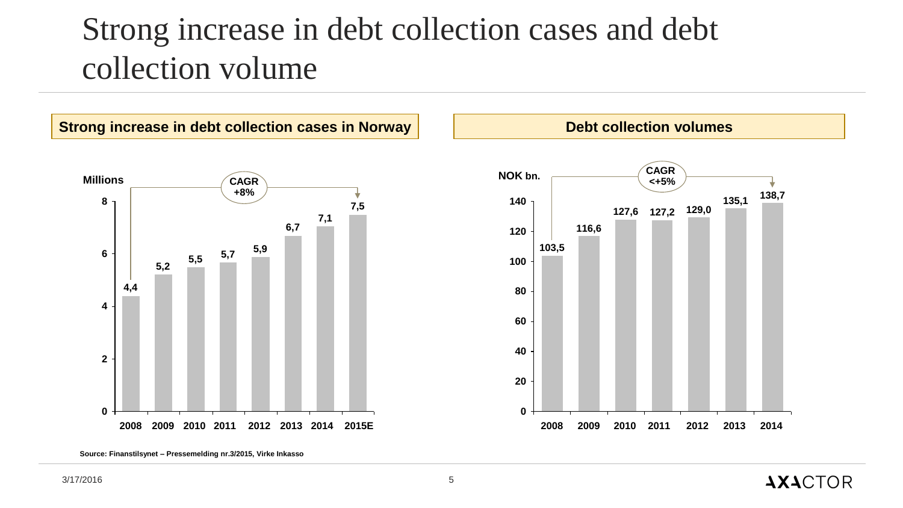# Strong increase in debt collection cases and debt collection volume

## Strong increase in debt collection cases in Norway

Millions

CAGR +8%

| Year | Millions |
|---|---|
| 2008 | 4,4 |
| 2009 | 5,2 |
| 2010 | 5,5 |
| 2011 | 5,7 |
| 2012 | 5,9 |
| 2013 | 6,7 |
| 2014 | 7,1 |
| 2015E | 7,5 |

## Debt collection volumes

NOK bn.

CAGR <+5%

| Year | NOK bn. |
|---|---|
| 2008 | 103,5 |
| 2009 | 116,6 |
| 2010 | 127,6 |
| 2011 | 127,2 |
| 2012 | 129,0 |
| 2013 | 135,1 |
| 2014 | 138,7 |

**Source: Finanstilsynet – Pressemelding nr.3/2015, Virke Inkasso**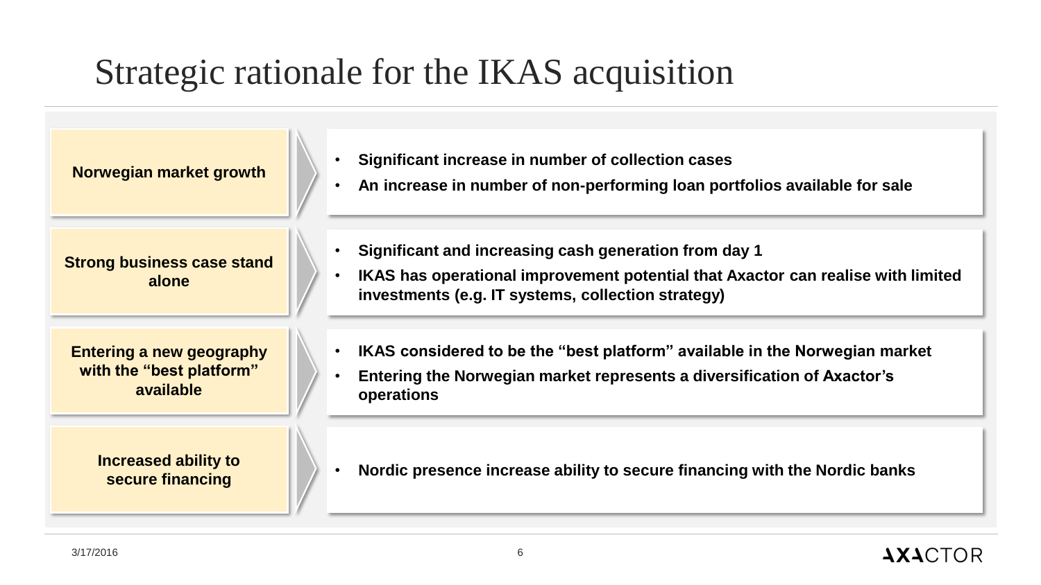# Strategic rationale for the IKAS acquisition

**Norwegian market growth**

- **Significant increase in number of collection cases**
- **An increase in number of non-performing loan portfolios available for sale**

**Strong business case stand alone**

- **Significant and increasing cash generation from day 1**
- **IKAS has operational improvement potential that Axactor can realise with limited investments (e.g. IT systems, collection strategy)**

**Entering a new geography with the "best platform" available**

- **IKAS considered to be the "best platform" available in the Norwegian market**
- **Entering the Norwegian market represents a diversification of Axactor's operations**

**Increased ability to secure financing**

- **Nordic presence increase ability to secure financing with the Nordic banks**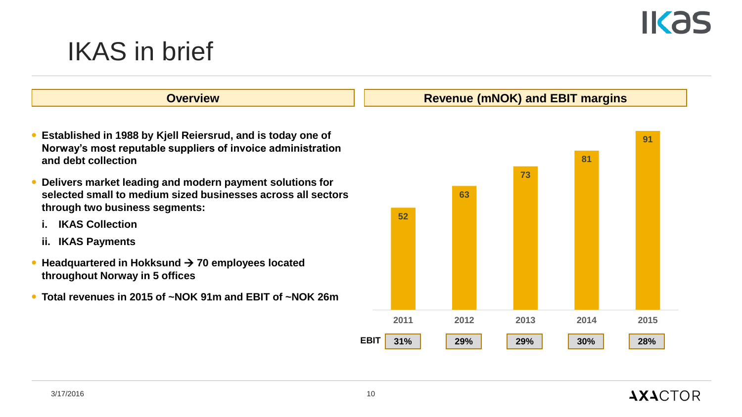# IKAS in brief

## Overview

- **Established in 1988 by Kjell Reiersrud, and is today one of Norway's most reputable suppliers of invoice administration and debt collection**
- **Delivers market leading and modern payment solutions for selected small to medium sized businesses across all sectors through two business segments:**
  - **i. IKAS Collection**
  - **ii. IKAS Payments**
- **Headquartered in Hokksund → 70 employees located throughout Norway in 5 offices**
- **Total revenues in 2015 of ~NOK 91m and EBIT of ~NOK 26m**

## Revenue (mNOK) and EBIT margins

| | 2011 | 2012 | 2013 | 2014 | 2015 |
|---|---|---|---|---|---|
| Revenue (mNOK) | 52 | 63 | 73 | 81 | 91 |
| EBIT | 31% | 29% | 29% | 30% | 28% |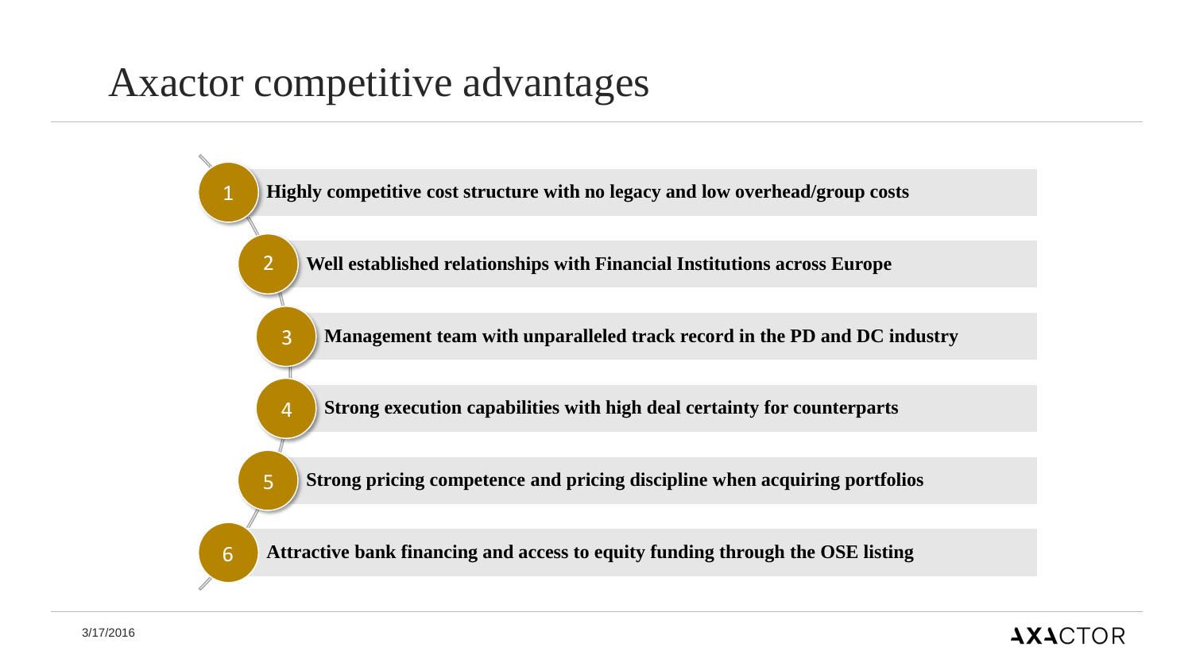# Axactor competitive advantages

1. **Highly competitive cost structure with no legacy and low overhead/group costs**
2. **Well established relationships with Financial Institutions across Europe**
3. **Management team with unparalleled track record in the PD and DC industry**
4. **Strong execution capabilities with high deal certainty for counterparts**
5. **Strong pricing competence and pricing discipline when acquiring portfolios**
6. **Attractive bank financing and access to equity funding through the OSE listing**